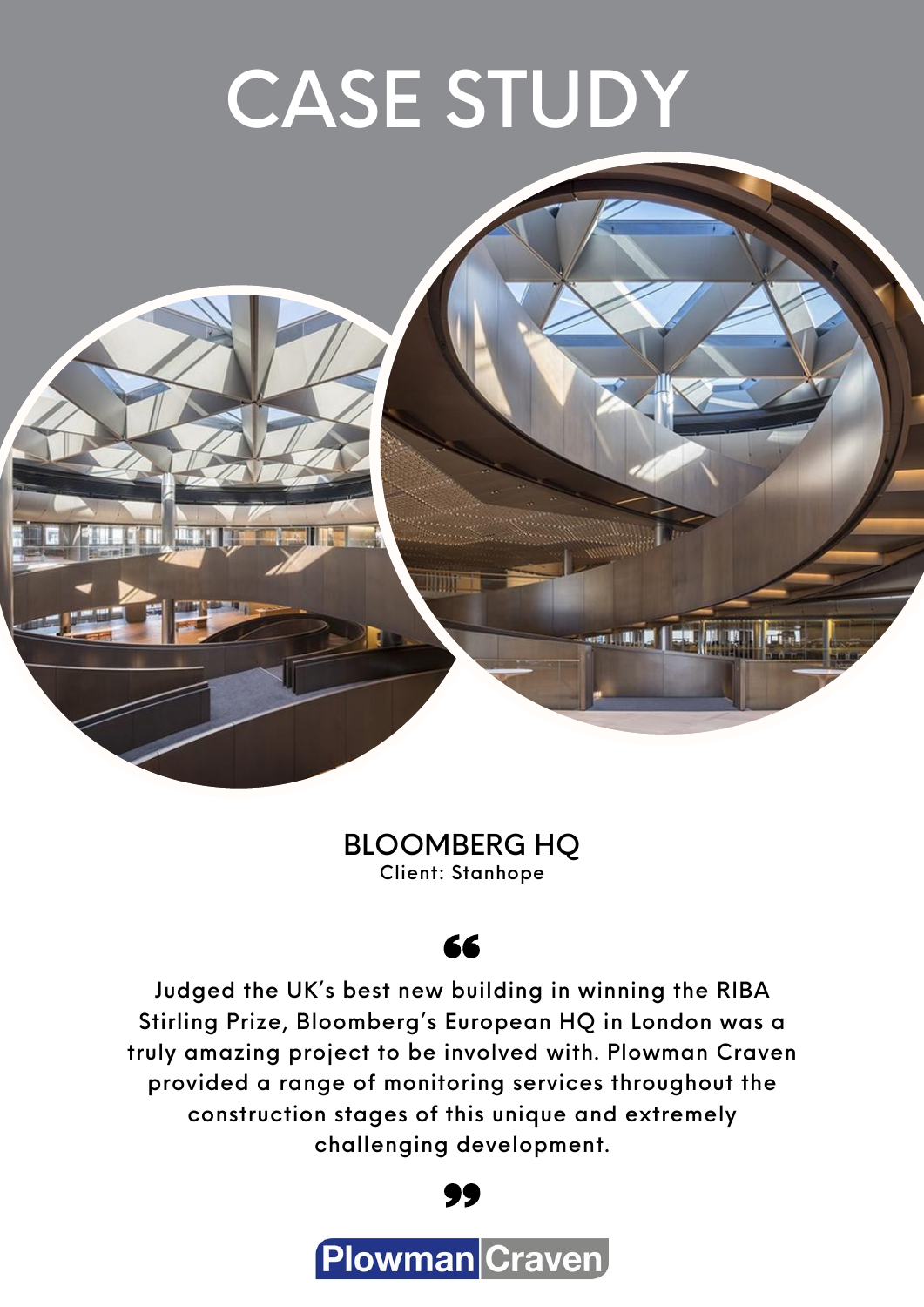# CASE STUDY

## BLOOMBERG HQ

Client: Stanhope

> Judged the UK's best new building in winning the RIBA Stirling Prize, Bloomberg's European HQ in London was a truly amazing project to be involved with. Plowman Craven provided a range of monitoring services throughout the construction stages of this unique and extremely challenging development.

Plowman Craven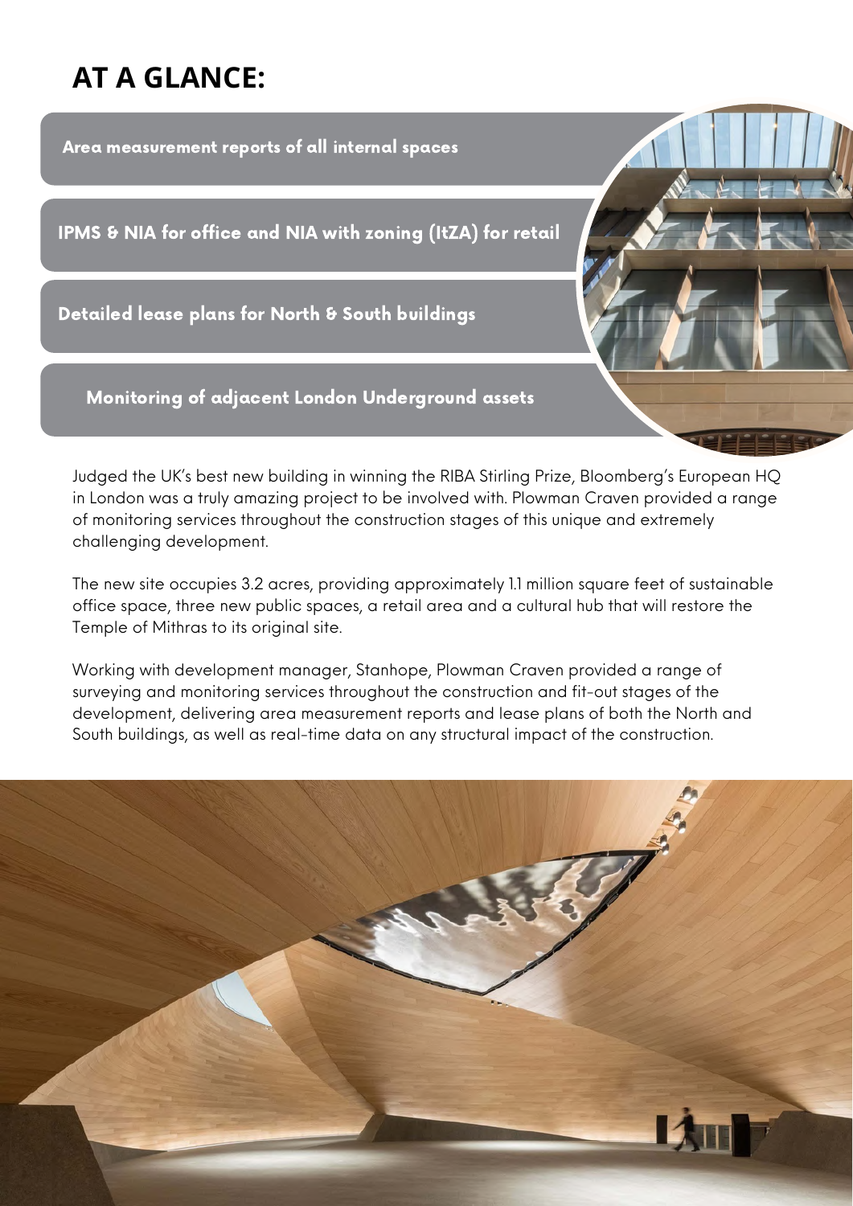## AT A GLANCE:

- Area measurement reports of all internal spaces
- IPMS & NIA for office and NIA with zoning (ItZA) for retail
- Detailed lease plans for North & South buildings
- Monitoring of adjacent London Underground assets

Judged the UK's best new building in winning the RIBA Stirling Prize, Bloomberg's European HQ in London was a truly amazing project to be involved with. Plowman Craven provided a range of monitoring services throughout the construction stages of this unique and extremely challenging development.

The new site occupies 3.2 acres, providing approximately 1.1 million square feet of sustainable office space, three new public spaces, a retail area and a cultural hub that will restore the Temple of Mithras to its original site.

Working with development manager, Stanhope, Plowman Craven provided a range of surveying and monitoring services throughout the construction and fit-out stages of the development, delivering area measurement reports and lease plans of both the North and South buildings, as well as real-time data on any structural impact of the construction.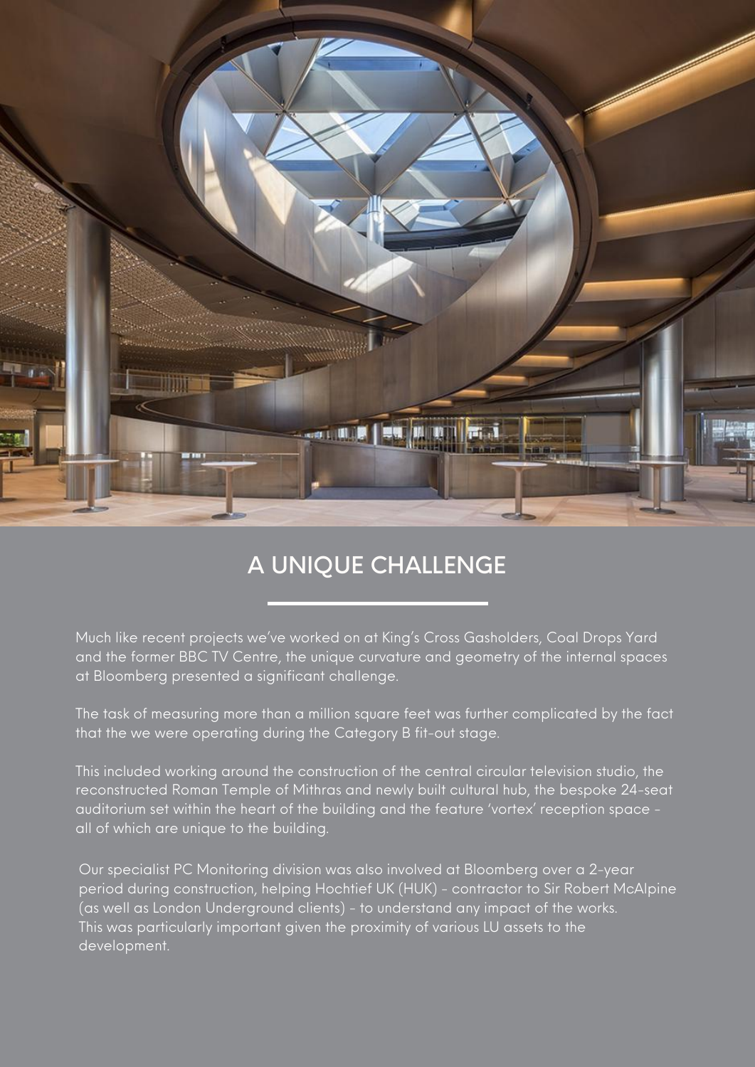## A UNIQUE CHALLENGE

Much like recent projects we've worked on at King's Cross Gasholders, Coal Drops Yard and the former BBC TV Centre, the unique curvature and geometry of the internal spaces at Bloomberg presented a significant challenge.

The task of measuring more than a million square feet was further complicated by the fact that the we were operating during the Category B fit-out stage.

This included working around the construction of the central circular television studio, the reconstructed Roman Temple of Mithras and newly built cultural hub, the bespoke 24-seat auditorium set within the heart of the building and the feature 'vortex' reception space - all of which are unique to the building.

Our specialist PC Monitoring division was also involved at Bloomberg over a 2-year period during construction, helping Hochtief UK (HUK) - contractor to Sir Robert McAlpine (as well as London Underground clients) - to understand any impact of the works. This was particularly important given the proximity of various LU assets to the development.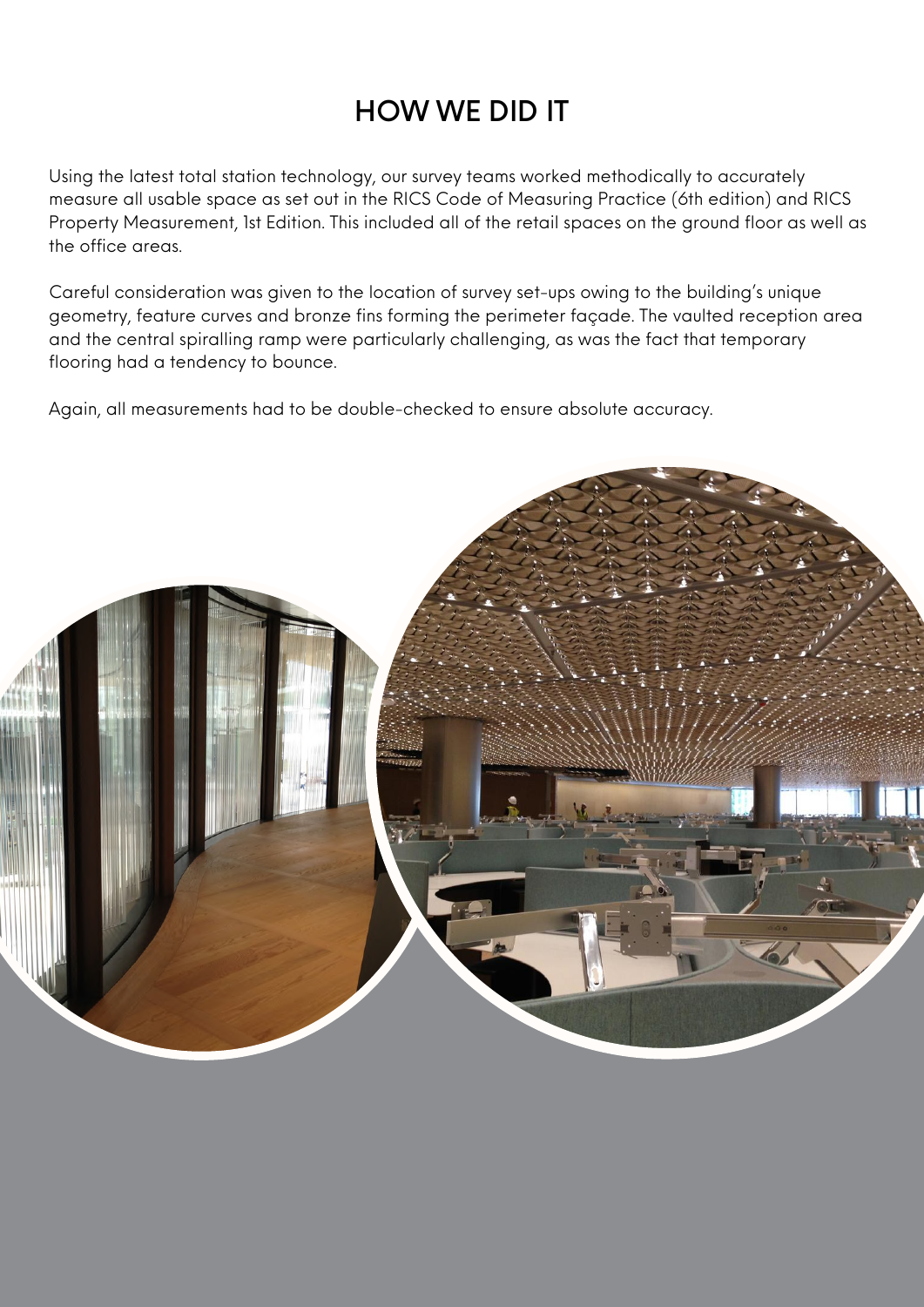# HOW WE DID IT

Using the latest total station technology, our survey teams worked methodically to accurately measure all usable space as set out in the RICS Code of Measuring Practice (6th edition) and RICS Property Measurement, 1st Edition. This included all of the retail spaces on the ground floor as well as the office areas.

Careful consideration was given to the location of survey set-ups owing to the building's unique geometry, feature curves and bronze fins forming the perimeter façade. The vaulted reception area and the central spiralling ramp were particularly challenging, as was the fact that temporary flooring had a tendency to bounce.

Again, all measurements had to be double-checked to ensure absolute accuracy.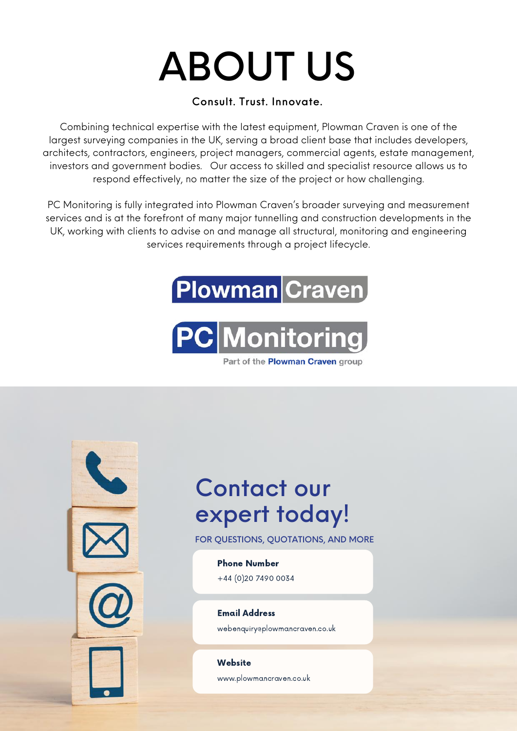# ABOUT US

**Consult. Trust. Innovate.**

Combining technical expertise with the latest equipment, Plowman Craven is one of the largest surveying companies in the UK, serving a broad client base that includes developers, architects, contractors, engineers, project managers, commercial agents, estate management, investors and government bodies. Our access to skilled and specialist resource allows us to respond effectively, no matter the size of the project or how challenging.

PC Monitoring is fully integrated into Plowman Craven's broader surveying and measurement services and is at the forefront of many major tunnelling and construction developments in the UK, working with clients to advise on and manage all structural, monitoring and engineering services requirements through a project lifecycle.

Plowman Craven

PC Monitoring

Part of the Plowman Craven group

## Contact our expert today!

FOR QUESTIONS, QUOTATIONS, AND MORE

**Phone Number**

+44 (0)20 7490 0034

**Email Address**

webenquiry@plowmancraven.co.uk

**Website**

www.plowmancraven.co.uk